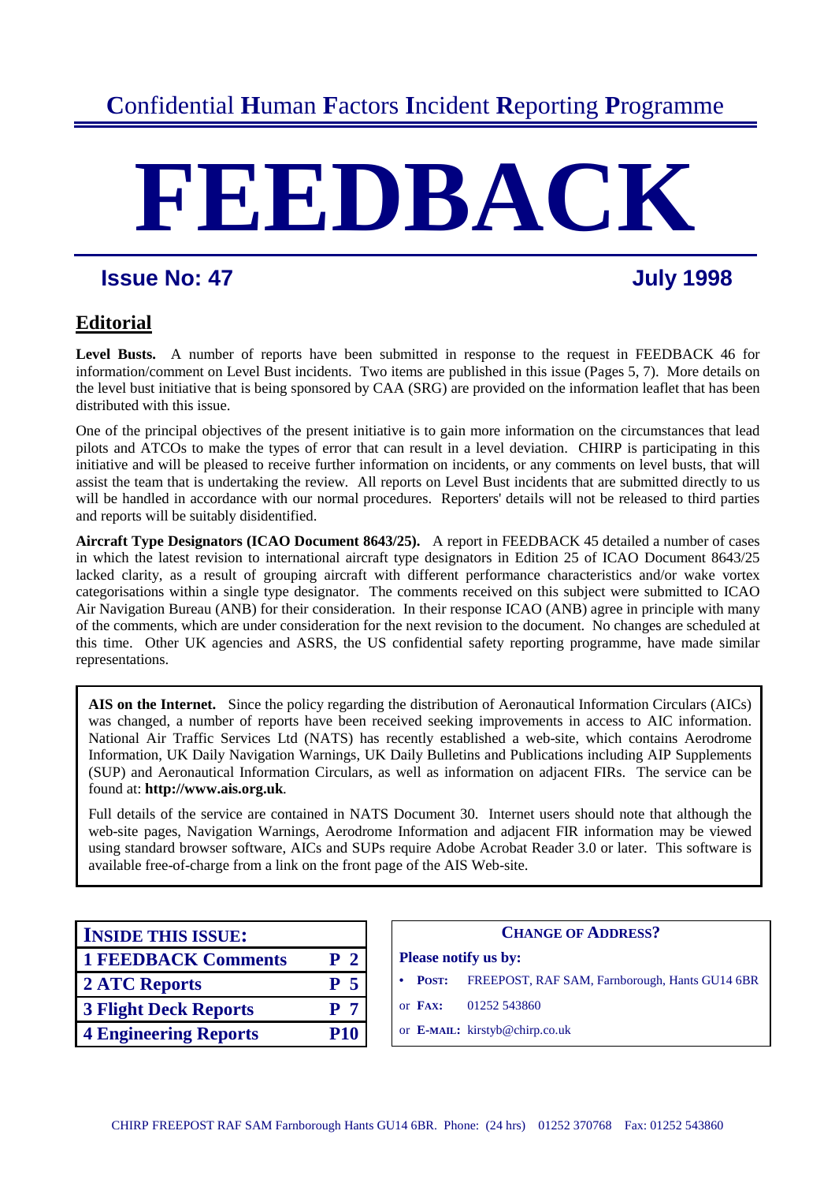# Confidential Human Factors Incident Reporting Programme

# FEEDBACK

**Issue No: 47** **July 1998**

## Editorial

**Level Busts.** A number of reports have been submitted in response to the request in FEEDBACK 46 for information/comment on Level Bust incidents. Two items are published in this issue (Pages 5, 7). More details on the level bust initiative that is being sponsored by CAA (SRG) are provided on the information leaflet that has been distributed with this issue.

One of the principal objectives of the present initiative is to gain more information on the circumstances that lead pilots and ATCOs to make the types of error that can result in a level deviation. CHIRP is participating in this initiative and will be pleased to receive further information on incidents, or any comments on level busts, that will assist the team that is undertaking the review. All reports on Level Bust incidents that are submitted directly to us will be handled in accordance with our normal procedures. Reporters' details will not be released to third parties and reports will be suitably disidentified.

**Aircraft Type Designators (ICAO Document 8643/25).** A report in FEEDBACK 45 detailed a number of cases in which the latest revision to international aircraft type designators in Edition 25 of ICAO Document 8643/25 lacked clarity, as a result of grouping aircraft with different performance characteristics and/or wake vortex categorisations within a single type designator. The comments received on this subject were submitted to ICAO Air Navigation Bureau (ANB) for their consideration. In their response ICAO (ANB) agree in principle with many of the comments, which are under consideration for the next revision to the document. No changes are scheduled at this time. Other UK agencies and ASRS, the US confidential safety reporting programme, have made similar representations.

**AIS on the Internet.** Since the policy regarding the distribution of Aeronautical Information Circulars (AICs) was changed, a number of reports have been received seeking improvements in access to AIC information. National Air Traffic Services Ltd (NATS) has recently established a web-site, which contains Aerodrome Information, UK Daily Navigation Warnings, UK Daily Bulletins and Publications including AIP Supplements (SUP) and Aeronautical Information Circulars, as well as information on adjacent FIRs. The service can be found at: **http://www.ais.org.uk**.

Full details of the service are contained in NATS Document 30. Internet users should note that although the web-site pages, Navigation Warnings, Aerodrome Information and adjacent FIR information may be viewed using standard browser software, AICs and SUPs require Adobe Acrobat Reader 3.0 or later. This software is available free-of-charge from a link on the front page of the AIS Web-site.

| INSIDE THIS ISSUE: | |
|---|---|
| 1 FEEDBACK Comments | P 2 |
| 2 ATC Reports | P 5 |
| 3 Flight Deck Reports | P 7 |
| 4 Engineering Reports | P10 |

**CHANGE OF ADDRESS?**

**Please notify us by:**

- **POST:** FREEPOST, RAF SAM, Farnborough, Hants GU14 6BR

or **FAX:** 01252 543860

or **E-MAIL:** kirstyb@chirp.co.uk

CHIRP FREEPOST RAF SAM Farnborough Hants GU14 6BR. Phone: (24 hrs) 01252 370768 Fax: 01252 543860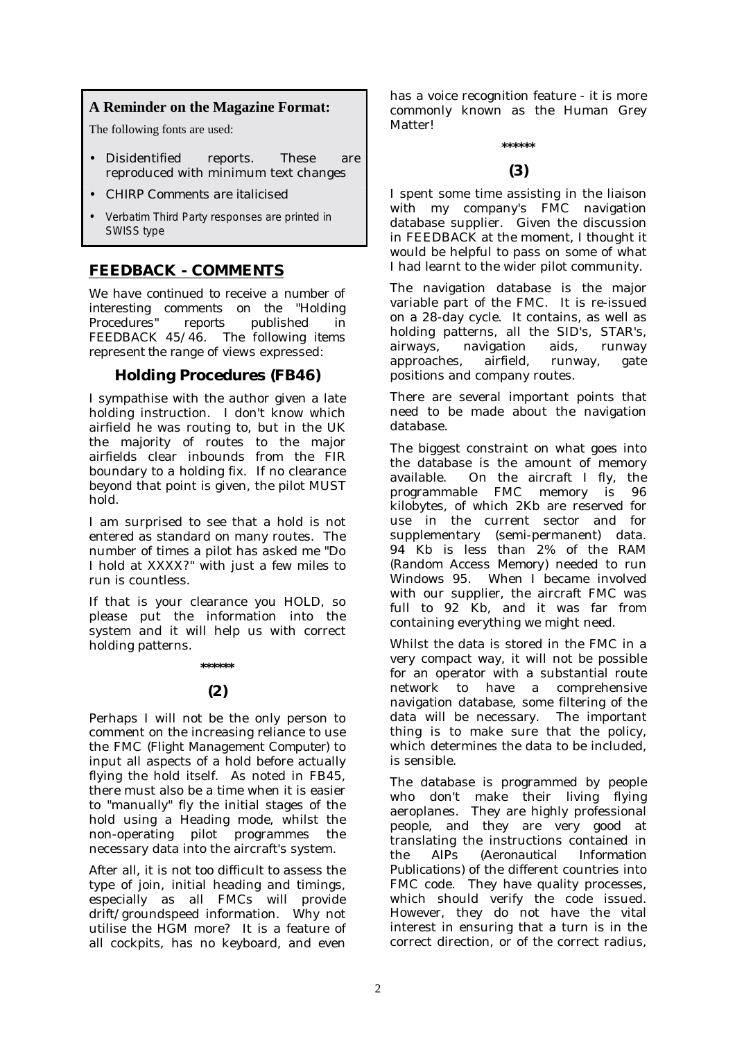**A Reminder on the Magazine Format:**

The following fonts are used:

- Disidentified reports. These are reproduced with minimum text changes
- *CHIRP Comments are italicised*
- Verbatim Third Party responses are printed in SWISS type

## FEEDBACK - COMMENTS

We have continued to receive a number of interesting comments on the "Holding Procedures" reports published in FEEDBACK 45/46. The following items represent the range of views expressed:

### Holding Procedures (FB46)

I sympathise with the author given a late holding instruction. I don't know which airfield he was routing to, but in the UK the majority of routes to the major airfields clear inbounds from the FIR boundary to a holding fix. If no clearance beyond that point is given, the pilot MUST hold.

I am surprised to see that a hold is not entered as standard on many routes. The number of times a pilot has asked me "Do I hold at XXXX?" with just a few miles to run is countless.

If that is your clearance you HOLD, so please put the information into the system and it will help us with correct holding patterns.

\*\*\*\*\*\*

**(2)**

Perhaps I will not be the only person to comment on the increasing reliance to use the FMC (Flight Management Computer) to input all aspects of a hold before actually flying the hold itself. As noted in FB45, there must also be a time when it is easier to "manually" fly the initial stages of the hold using a Heading mode, whilst the non-operating pilot programmes the necessary data into the aircraft's system.

After all, it is not too difficult to assess the type of join, initial heading and timings, especially as all FMCs will provide drift/groundspeed information. Why not utilise the HGM more? It is a feature of all cockpits, has no keyboard, and even has a voice recognition feature - it is more commonly known as the Human Grey Matter!

\*\*\*\*\*\*

**(3)**

I spent some time assisting in the liaison with my company's FMC navigation database supplier. Given the discussion in FEEDBACK at the moment, I thought it would be helpful to pass on some of what I had learnt to the wider pilot community.

The navigation database is the major variable part of the FMC. It is re-issued on a 28-day cycle. It contains, as well as holding patterns, all the SID's, STAR's, airways, navigation aids, runway approaches, airfield, runway, gate positions and company routes.

There are several important points that need to be made about the navigation database.

The biggest constraint on what goes into the database is the amount of memory available. On the aircraft I fly, the programmable FMC memory is 96 kilobytes, of which 2Kb are reserved for use in the current sector and for supplementary (semi-permanent) data. 94 Kb is less than 2% of the RAM (Random Access Memory) needed to run Windows 95. When I became involved with our supplier, the aircraft FMC was full to 92 Kb, and it was far from containing everything we might need.

Whilst the data is stored in the FMC in a very compact way, it will not be possible for an operator with a substantial route network to have a comprehensive navigation database, some filtering of the data will be necessary. The important thing is to make sure that the policy, which determines the data to be included, is sensible.

The database is programmed by people who don't make their living flying aeroplanes. They are highly professional people, and they are very good at translating the instructions contained in the AIPs (Aeronautical Information Publications) of the different countries into FMC code. They have quality processes, which should verify the code issued. However, they do not have the vital interest in ensuring that a turn is in the correct direction, or of the correct radius,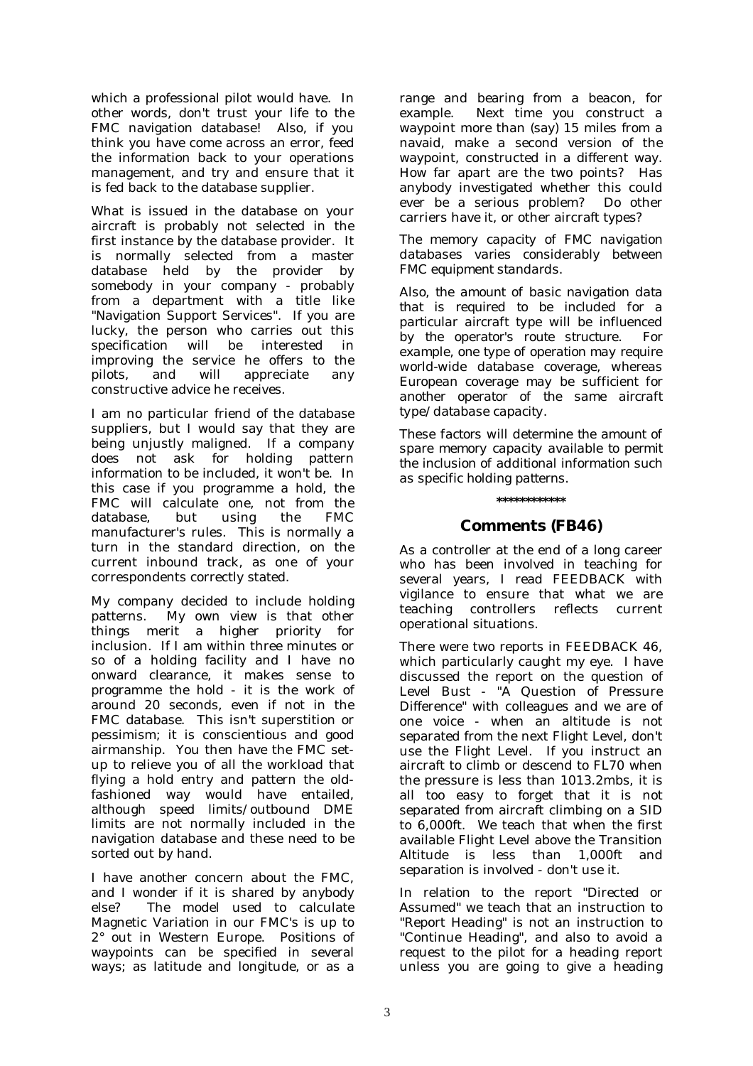which a professional pilot would have. In other words, don't trust your life to the FMC navigation database! Also, if you think you have come across an error, feed the information back to your operations management, and try and ensure that it is fed back to the database supplier.

What is issued in the database on your aircraft is probably not selected in the first instance by the database provider. It is normally selected from a master database held by the provider by somebody in your company - probably from a department with a title like "Navigation Support Services". If you are lucky, the person who carries out this specification will be interested in improving the service he offers to the pilots, and will appreciate any constructive advice he receives.

I am no particular friend of the database suppliers, but I would say that they are being unjustly maligned. If a company does not ask for holding pattern information to be included, it won't be. In this case if you programme a hold, the FMC will calculate one, not from the database, but using the FMC manufacturer's rules. This is normally a turn in the standard direction, on the current inbound track, as one of your correspondents correctly stated.

My company decided to include holding patterns. My own view is that other things merit a higher priority for inclusion. If I am within three minutes or so of a holding facility and I have no onward clearance, it makes sense to programme the hold - it is the work of around 20 seconds, even if not in the FMC database. This isn't superstition or pessimism; it is conscientious and good airmanship. You then have the FMC set-up to relieve you of all the workload that flying a hold entry and pattern the old-fashioned way would have entailed, although speed limits/outbound DME limits are not normally included in the navigation database and these need to be sorted out by hand.

I have another concern about the FMC, and I wonder if it is shared by anybody else? The model used to calculate Magnetic Variation in our FMC's is up to 2° out in Western Europe. Positions of waypoints can be specified in several ways; as latitude and longitude, or as a range and bearing from a beacon, for example. Next time you construct a waypoint more than (say) 15 miles from a navaid, make a second version of the waypoint, constructed in a different way. How far apart are the two points? Has anybody investigated whether this could ever be a serious problem? Do other carriers have it, or other aircraft types?

The memory capacity of FMC navigation databases varies considerably between FMC equipment standards.

Also, the amount of basic navigation data that is required to be included for a particular aircraft type will be influenced by the operator's route structure. For example, one type of operation may require world-wide database coverage, whereas European coverage may be sufficient for another operator of the same aircraft type/database capacity.

These factors will determine the amount of spare memory capacity available to permit the inclusion of additional information such as specific holding patterns.

************

## Comments (FB46)

As a controller at the end of a long career who has been involved in teaching for several years, I read FEEDBACK with vigilance to ensure that what we are teaching controllers reflects current operational situations.

There were two reports in FEEDBACK 46, which particularly caught my eye. I have discussed the report on the question of Level Bust - "A Question of Pressure Difference" with colleagues and we are of one voice - when an altitude is not separated from the next Flight Level, don't use the Flight Level. If you instruct an aircraft to climb or descend to FL70 when the pressure is less than 1013.2mbs, it is all too easy to forget that it is not separated from aircraft climbing on a SID to 6,000ft. We teach that when the first available Flight Level above the Transition Altitude is less than 1,000ft and separation is involved - don't use it.

In relation to the report "Directed or Assumed" we teach that an instruction to "Report Heading" is not an instruction to "Continue Heading", and also to avoid a request to the pilot for a heading report unless you are going to give a heading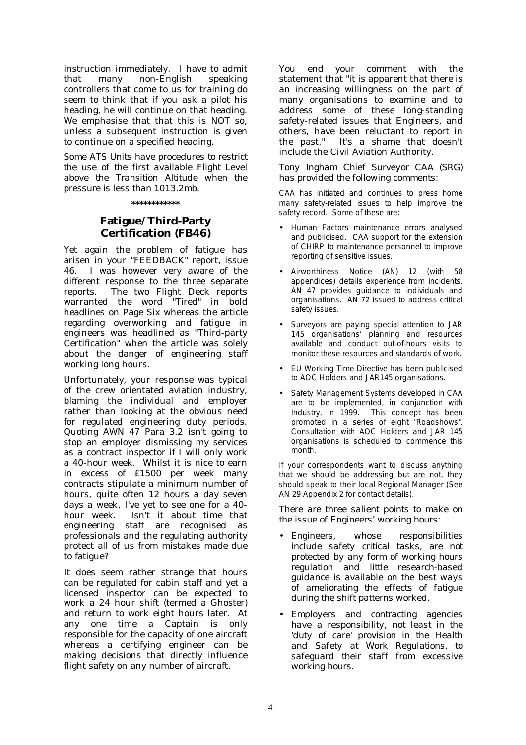instruction immediately. I have to admit that many non-English speaking controllers that come to us for training do seem to think that if you ask a pilot his heading, he will continue on that heading. We emphasise that that this is NOT so, unless a subsequent instruction is given to continue on a specified heading.

Some ATS Units have procedures to restrict the use of the first available Flight Level above the Transition Altitude when the pressure is less than 1013.2mb.

\*\*\*\*\*\*\*\*\*\*\*\*

## Fatigue/Third-Party Certification (FB46)

Yet again the problem of fatigue has arisen in your "FEEDBACK" report, issue 46. I was however very aware of the different response to the three separate reports. The two Flight Deck reports warranted the word "Tired" in bold headlines on Page Six whereas the article regarding overworking and fatigue in engineers was headlined as "Third-party Certification" when the article was solely about the danger of engineering staff working long hours.

Unfortunately, your response was typical of the crew orientated aviation industry, blaming the individual and employer rather than looking at the obvious need for regulated engineering duty periods. Quoting AWN 47 Para 3.2 isn't going to stop an employer dismissing my services as a contract inspector if I will only work a 40-hour week. Whilst it is nice to earn in excess of £1500 per week many contracts stipulate a minimum number of hours, quite often 12 hours a day seven days a week, I've yet to see one for a 40-hour week. Isn't it about time that engineering staff are recognised as professionals and the regulating authority protect all of us from mistakes made due to fatigue?

It does seem rather strange that hours can be regulated for cabin staff and yet a licensed inspector can be expected to work a 24 hour shift (termed a Ghoster) and return to work eight hours later. At any one time a Captain is only responsible for the capacity of one aircraft whereas a certifying engineer can be making decisions that directly influence flight safety on any number of aircraft.

You end your comment with the statement that "it is apparent that there is an increasing willingness on the part of many organisations to examine and to address some of these long-standing safety-related issues that Engineers, and others, have been reluctant to report in the past." It's a shame that doesn't include the Civil Aviation Authority.

Tony Ingham Chief Surveyor CAA (SRG) has provided the following comments:

CAA has initiated and continues to press home many safety-related issues to help improve the safety record. Some of these are:

- Human Factors maintenance errors analysed and publicised. CAA support for the extension of CHIRP to maintenance personnel to improve reporting of sensitive issues.
- Airworthiness Notice (AN) 12 (with 58 appendices) details experience from incidents. AN 47 provides guidance to individuals and organisations. AN 72 issued to address critical safety issues.
- Surveyors are paying special attention to JAR 145 organisations' planning and resources available and conduct out-of-hours visits to monitor these resources and standards of work.
- EU Working Time Directive has been publicised to AOC Holders and JAR145 organisations.
- Safety Management Systems developed in CAA are to be implemented, in conjunction with Industry, in 1999. This concept has been promoted in a series of eight "Roadshows". Consultation with AOC Holders and JAR 145 organisations is scheduled to commence this month.

If your correspondents want to discuss anything that we should be addressing but are not, they should speak to their local Regional Manager (See AN 29 Appendix 2 for contact details).

There are three salient points to make on the issue of Engineers' working hours:

- Engineers, whose responsibilities include safety critical tasks, are not protected by any form of working hours regulation and little research-based guidance is available on the best ways of ameliorating the effects of fatigue during the shift patterns worked.
- Employers and contracting agencies have a responsibility, not least in the 'duty of care' provision in the Health and Safety at Work Regulations, to safeguard their staff from excessive working hours.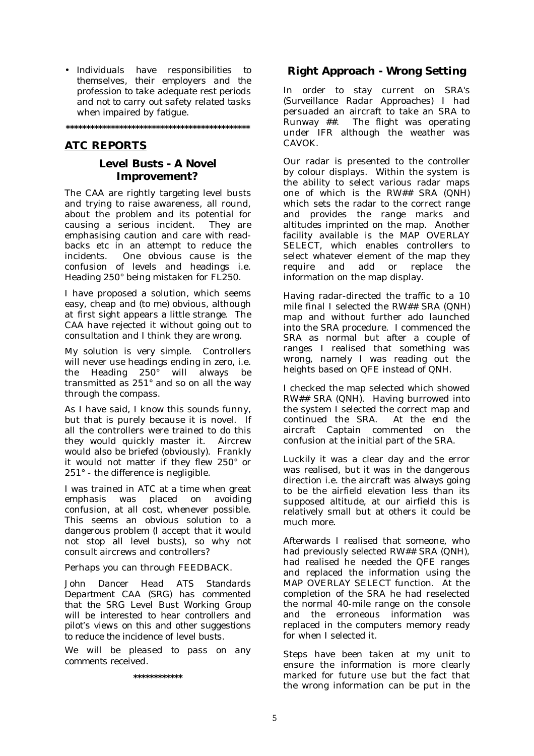- Individuals have responsibilities to themselves, their employers and the profession to take adequate rest periods and not to carry out safety related tasks when impaired by fatigue.

*********************************************

## ATC REPORTS

### Level Busts - A Novel Improvement?

The CAA are rightly targeting level busts and trying to raise awareness, all round, about the problem and its potential for causing a serious incident. They are emphasising caution and care with read-backs etc in an attempt to reduce the incidents. One obvious cause is the confusion of levels and headings i.e. Heading 250° being mistaken for FL250.

I have proposed a solution, which seems easy, cheap and (to me) obvious, although at first sight appears a little strange. The CAA have rejected it without going out to consultation and I think they are wrong.

My solution is very simple. Controllers will never use headings ending in zero, i.e. the Heading 250° will always be transmitted as 251° and so on all the way through the compass.

As I have said, I know this sounds funny, but that is purely because it is novel. If all the controllers were trained to do this they would quickly master it. Aircrew would also be briefed (obviously). Frankly it would not matter if they flew 250° or 251° - the difference is negligible.

I was trained in ATC at a time when great emphasis was placed on avoiding confusion, at all cost, whenever possible. This seems an obvious solution to a dangerous problem (I accept that it would not stop all level busts), so why not consult aircrews and controllers?

Perhaps you can through FEEDBACK.

John Dancer Head ATS Standards Department CAA (SRG) has commented that the SRG Level Bust Working Group will be interested to hear controllers and pilot's views on this and other suggestions to reduce the incidence of level busts.

We will be pleased to pass on any comments received.

************

### Right Approach - Wrong Setting

In order to stay current on SRA's (Surveillance Radar Approaches) I had persuaded an aircraft to take an SRA to Runway ##. The flight was operating under IFR although the weather was CAVOK.

Our radar is presented to the controller by colour displays. Within the system is the ability to select various radar maps one of which is the RW## SRA (QNH) which sets the radar to the correct range and provides the range marks and altitudes imprinted on the map. Another facility available is the MAP OVERLAY SELECT, which enables controllers to select whatever element of the map they require and add or replace the information on the map display.

Having radar-directed the traffic to a 10 mile final I selected the RW## SRA (QNH) map and without further ado launched into the SRA procedure. I commenced the SRA as normal but after a couple of ranges I realised that something was wrong, namely I was reading out the heights based on QFE instead of QNH.

I checked the map selected which showed RW## SRA (QNH). Having burrowed into the system I selected the correct map and continued the SRA. At the end the aircraft Captain commented on the confusion at the initial part of the SRA.

Luckily it was a clear day and the error was realised, but it was in the dangerous direction i.e. the aircraft was always going to be the airfield elevation less than its supposed altitude, at our airfield this is relatively small but at others it could be much more.

Afterwards I realised that someone, who had previously selected RW## SRA (QNH), had realised he needed the QFE ranges and replaced the information using the MAP OVERLAY SELECT function. At the completion of the SRA he had reselected the normal 40-mile range on the console and the erroneous information was replaced in the computers memory ready for when I selected it.

Steps have been taken at my unit to ensure the information is more clearly marked for future use but the fact that the wrong information can be put in the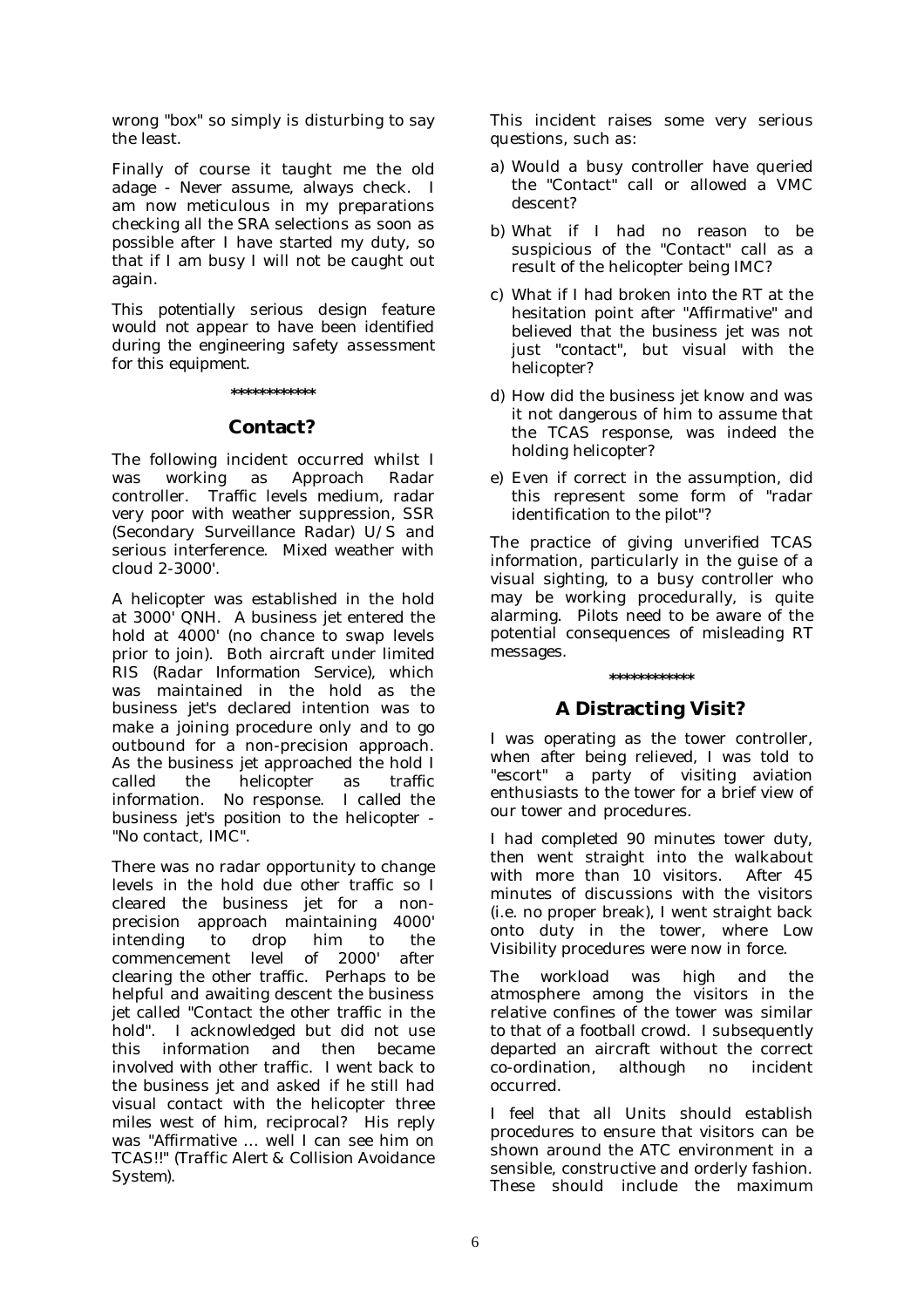wrong "box" so simply is disturbing to say the least.

Finally of course it taught me the old adage - Never assume, always check. I am now meticulous in my preparations checking all the SRA selections as soon as possible after I have started my duty, so that if I am busy I will not be caught out again.

This potentially serious design feature would not appear to have been identified during the engineering safety assessment for this equipment.

************

## Contact?

The following incident occurred whilst I was working as Approach Radar controller. Traffic levels medium, radar very poor with weather suppression, SSR (Secondary Surveillance Radar) U/S and serious interference. Mixed weather with cloud 2-3000'.

A helicopter was established in the hold at 3000' QNH. A business jet entered the hold at 4000' (no chance to swap levels prior to join). Both aircraft under limited RIS (Radar Information Service), which was maintained in the hold as the business jet's declared intention was to make a joining procedure only and to go outbound for a non-precision approach. As the business jet approached the hold I called the helicopter as traffic information. No response. I called the business jet's position to the helicopter - "No contact, IMC".

There was no radar opportunity to change levels in the hold due other traffic so I cleared the business jet for a non-precision approach maintaining 4000' intending to drop him to the commencement level of 2000' after clearing the other traffic. Perhaps to be helpful and awaiting descent the business jet called "Contact the other traffic in the hold". I acknowledged but did not use this information and then became involved with other traffic. I went back to the business jet and asked if he still had visual contact with the helicopter three miles west of him, reciprocal? His reply was "Affirmative … well I can see him on TCAS!!" (Traffic Alert & Collision Avoidance System).

This incident raises some very serious questions, such as:

a) Would a busy controller have queried the "Contact" call or allowed a VMC descent?

b) What if I had no reason to be suspicious of the "Contact" call as a result of the helicopter being IMC?

c) What if I had broken into the RT at the hesitation point after "Affirmative" and believed that the business jet was not just "contact", but visual with the helicopter?

d) How did the business jet know and was it not dangerous of him to assume that the TCAS response, was indeed the holding helicopter?

e) Even if correct in the assumption, did this represent some form of "radar identification to the pilot"?

The practice of giving unverified TCAS information, particularly in the guise of a visual sighting, to a busy controller who may be working procedurally, is quite alarming. Pilots need to be aware of the potential consequences of misleading RT messages.

************

## A Distracting Visit?

I was operating as the tower controller, when after being relieved, I was told to "escort" a party of visiting aviation enthusiasts to the tower for a brief view of our tower and procedures.

I had completed 90 minutes tower duty, then went straight into the walkabout with more than 10 visitors. After 45 minutes of discussions with the visitors (i.e. no proper break), I went straight back onto duty in the tower, where Low Visibility procedures were now in force.

The workload was high and the atmosphere among the visitors in the relative confines of the tower was similar to that of a football crowd. I subsequently departed an aircraft without the correct co-ordination, although no incident occurred.

I feel that all Units should establish procedures to ensure that visitors can be shown around the ATC environment in a sensible, constructive and orderly fashion. These should include the maximum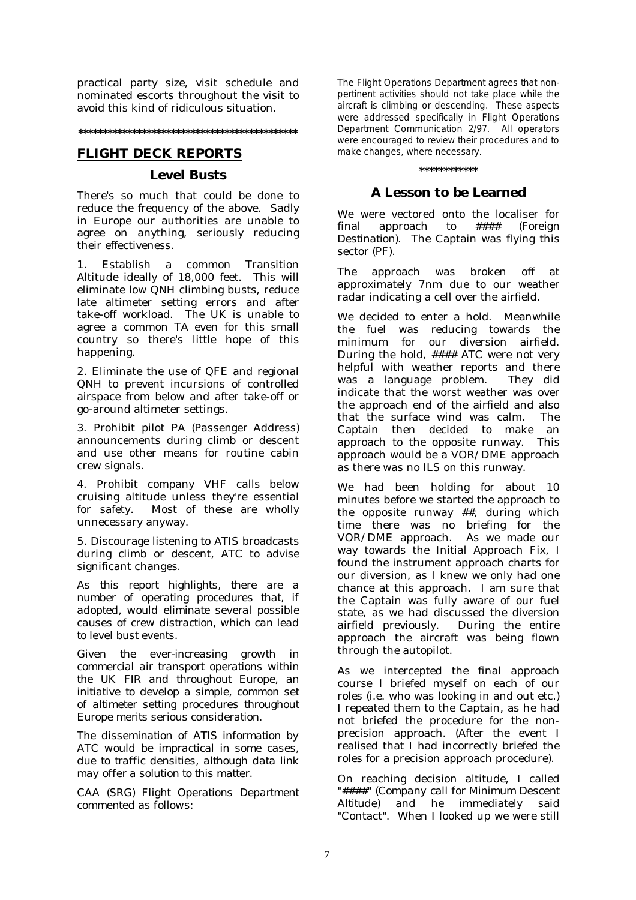practical party size, visit schedule and nominated escorts throughout the visit to avoid this kind of ridiculous situation.

*********************************************

## FLIGHT DECK REPORTS

### Level Busts

There's so much that could be done to reduce the frequency of the above. Sadly in Europe our authorities are unable to agree on anything, seriously reducing their effectiveness.

1. Establish a common Transition Altitude ideally of 18,000 feet. This will eliminate low QNH climbing busts, reduce late altimeter setting errors and after take-off workload. The UK is unable to agree a common TA even for this small country so there's little hope of this happening.

2. Eliminate the use of QFE and regional QNH to prevent incursions of controlled airspace from below and after take-off or go-around altimeter settings.

3. Prohibit pilot PA (Passenger Address) announcements during climb or descent and use other means for routine cabin crew signals.

4. Prohibit company VHF calls below cruising altitude unless they're essential for safety. Most of these are wholly unnecessary anyway.

5. Discourage listening to ATIS broadcasts during climb or descent, ATC to advise significant changes.

As this report highlights, there are a number of operating procedures that, if adopted, would eliminate several possible causes of crew distraction, which can lead to level bust events.

Given the ever-increasing growth in commercial air transport operations within the UK FIR and throughout Europe, an initiative to develop a simple, common set of altimeter setting procedures throughout Europe merits serious consideration.

The dissemination of ATIS information by ATC would be impractical in some cases, due to traffic densities, although data link may offer a solution to this matter.

CAA (SRG) Flight Operations Department commented as follows:

The Flight Operations Department agrees that non-pertinent activities should not take place while the aircraft is climbing or descending. These aspects were addressed specifically in Flight Operations Department Communication 2/97. All operators were encouraged to review their procedures and to make changes, where necessary.

************

### A Lesson to be Learned

We were vectored onto the localiser for final approach to #### (Foreign Destination). The Captain was flying this sector (PF).

The approach was broken off at approximately 7nm due to our weather radar indicating a cell over the airfield.

We decided to enter a hold. Meanwhile the fuel was reducing towards the minimum for our diversion airfield. During the hold, #### ATC were not very helpful with weather reports and there was a language problem. They did indicate that the worst weather was over the approach end of the airfield and also that the surface wind was calm. The Captain then decided to make an approach to the opposite runway. This approach would be a VOR/DME approach as there was no ILS on this runway.

We had been holding for about 10 minutes before we started the approach to the opposite runway ##, during which time there was no briefing for the VOR/DME approach. As we made our way towards the Initial Approach Fix, I found the instrument approach charts for our diversion, as I knew we only had one chance at this approach. I am sure that the Captain was fully aware of our fuel state, as we had discussed the diversion airfield previously. During the entire approach the aircraft was being flown through the autopilot.

As we intercepted the final approach course I briefed myself on each of our roles (i.e. who was looking in and out etc.) I repeated them to the Captain, as he had not briefed the procedure for the non-precision approach. (After the event I realised that I had incorrectly briefed the roles for a precision approach procedure).

On reaching decision altitude, I called "####" (Company call for Minimum Descent Altitude) and he immediately said "Contact". When I looked up we were still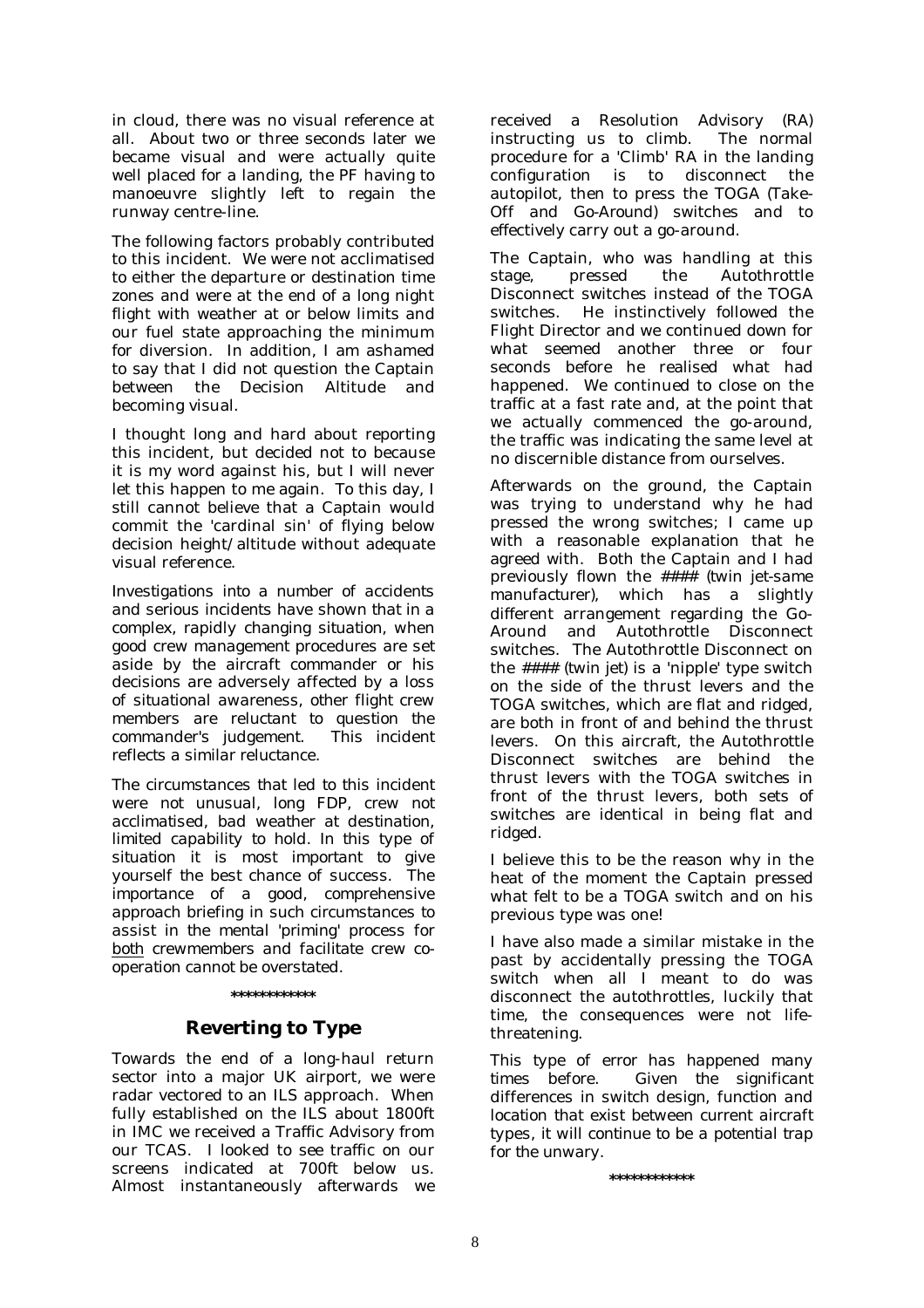in cloud, there was no visual reference at all. About two or three seconds later we became visual and were actually quite well placed for a landing, the PF having to manoeuvre slightly left to regain the runway centre-line.

The following factors probably contributed to this incident. We were not acclimatised to either the departure or destination time zones and were at the end of a long night flight with weather at or below limits and our fuel state approaching the minimum for diversion. In addition, I am ashamed to say that I did not question the Captain between the Decision Altitude and becoming visual.

I thought long and hard about reporting this incident, but decided not to because it is my word against his, but I will never let this happen to me again. To this day, I still cannot believe that a Captain would commit the 'cardinal sin' of flying below decision height/altitude without adequate visual reference.

*Investigations into a number of accidents and serious incidents have shown that in a complex, rapidly changing situation, when good crew management procedures are set aside by the aircraft commander or his decisions are adversely affected by a loss of situational awareness, other flight crew members are reluctant to question the commander's judgement. This incident reflects a similar reluctance.*

*The circumstances that led to this incident were not unusual, long FDP, crew not acclimatised, bad weather at destination, limited capability to hold. In this type of situation it is most important to give yourself the best chance of success. The importance of a good, comprehensive approach briefing in such circumstances to assist in the mental 'priming' process for <u>both</u> crewmembers and facilitate crew co-operation cannot be overstated.*

\*\*\*\*\*\*\*\*\*\*\*\*

## Reverting to Type

Towards the end of a long-haul return sector into a major UK airport, we were radar vectored to an ILS approach. When fully established on the ILS about 1800ft in IMC we received a Traffic Advisory from our TCAS. I looked to see traffic on our screens indicated at 700ft below us. Almost instantaneously afterwards we received a Resolution Advisory (RA) instructing us to climb. The normal procedure for a 'Climb' RA in the landing configuration is to disconnect the autopilot, then to press the TOGA (Take-Off and Go-Around) switches and to effectively carry out a go-around.

The Captain, who was handling at this stage, pressed the Autothrottle Disconnect switches instead of the TOGA switches. He instinctively followed the Flight Director and we continued down for what seemed another three or four seconds before he realised what had happened. We continued to close on the traffic at a fast rate and, at the point that we actually commenced the go-around, the traffic was indicating the same level at no discernible distance from ourselves.

Afterwards on the ground, the Captain was trying to understand why he had pressed the wrong switches; I came up with a reasonable explanation that he agreed with. Both the Captain and I had previously flown the #### (twin jet-same manufacturer), which has a slightly different arrangement regarding the Go-Around and Autothrottle Disconnect switches. The Autothrottle Disconnect on the #### (twin jet) is a 'nipple' type switch on the side of the thrust levers and the TOGA switches, which are flat and ridged, are both in front of and behind the thrust levers. On this aircraft, the Autothrottle Disconnect switches are behind the thrust levers with the TOGA switches in front of the thrust levers, both sets of switches are identical in being flat and ridged.

I believe this to be the reason why in the heat of the moment the Captain pressed what felt to be a TOGA switch and on his previous type was one!

I have also made a similar mistake in the past by accidentally pressing the TOGA switch when all I meant to do was disconnect the autothrottles, luckily that time, the consequences were not life-threatening.

*This type of error has happened many times before. Given the significant differences in switch design, function and location that exist between current aircraft types, it will continue to be a potential trap for the unwary.*

\*\*\*\*\*\*\*\*\*\*\*\*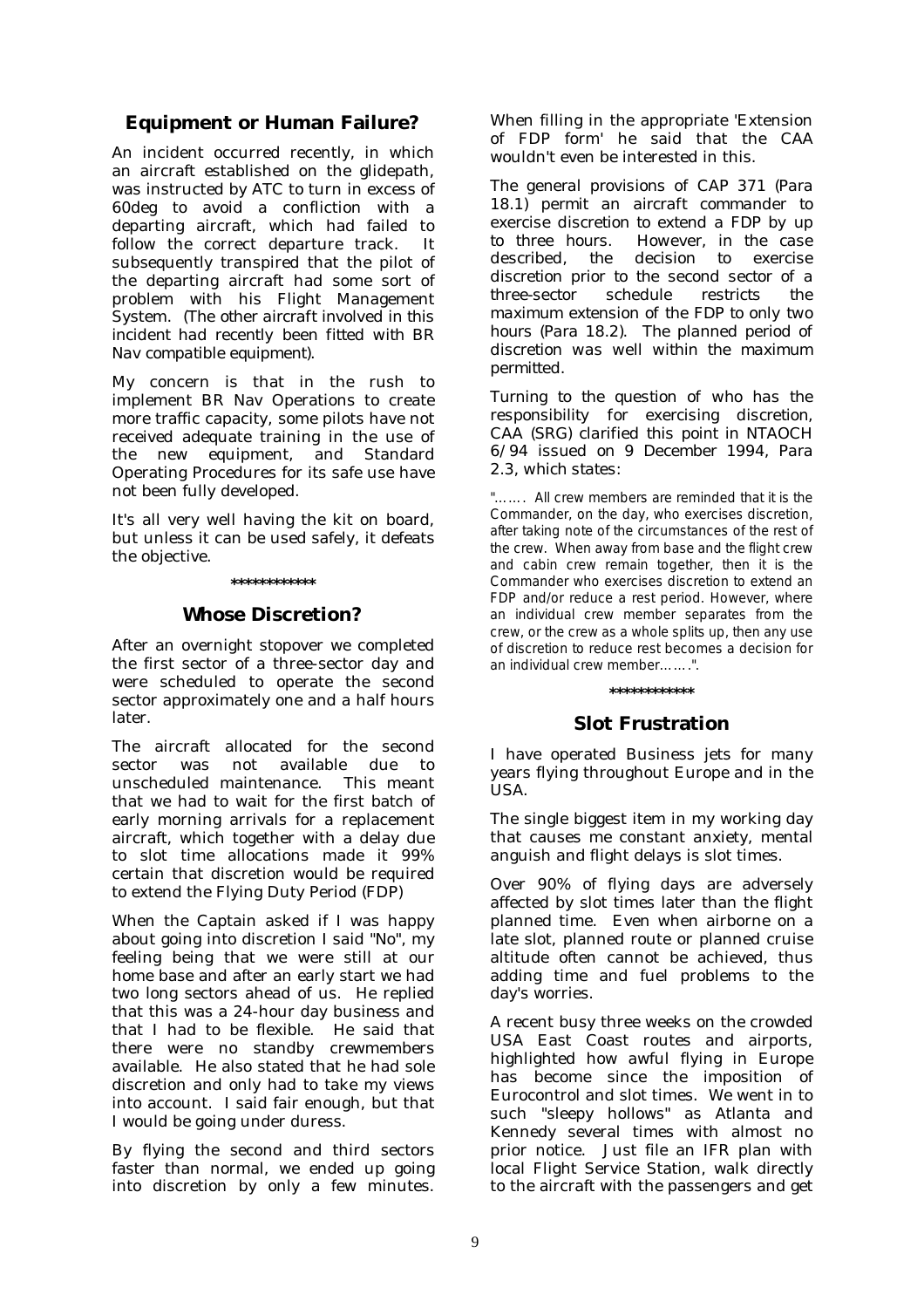## Equipment or Human Failure?

An incident occurred recently, in which an aircraft established on the glidepath, was instructed by ATC to turn in excess of 60deg to avoid a confliction with a departing aircraft, which had failed to follow the correct departure track. It subsequently transpired that the pilot of the departing aircraft had some sort of problem with his Flight Management System. (The other aircraft involved in this incident had recently been fitted with BR Nav compatible equipment).

My concern is that in the rush to implement BR Nav Operations to create more traffic capacity, some pilots have not received adequate training in the use of the new equipment, and Standard Operating Procedures for its safe use have not been fully developed.

It's all very well having the kit on board, but unless it can be used safely, it defeats the objective.

\*\*\*\*\*\*\*\*\*\*\*\*

## Whose Discretion?

After an overnight stopover we completed the first sector of a three-sector day and were scheduled to operate the second sector approximately one and a half hours later.

The aircraft allocated for the second sector was not available due to unscheduled maintenance. This meant that we had to wait for the first batch of early morning arrivals for a replacement aircraft, which together with a delay due to slot time allocations made it 99% certain that discretion would be required to extend the Flying Duty Period (FDP)

When the Captain asked if I was happy about going into discretion I said "No", my feeling being that we were still at our home base and after an early start we had two long sectors ahead of us. He replied that this was a 24-hour day business and that I had to be flexible. He said that there were no standby crewmembers available. He also stated that he had sole discretion and only had to take my views into account. I said fair enough, but that I would be going under duress.

By flying the second and third sectors faster than normal, we ended up going into discretion by only a few minutes. When filling in the appropriate 'Extension of FDP form' he said that the CAA wouldn't even be interested in this.

The general provisions of CAP 371 (Para 18.1) permit an aircraft commander to exercise discretion to extend a FDP by up to three hours. However, in the case described, the decision to exercise discretion prior to the second sector of a three-sector schedule restricts the maximum extension of the FDP to only two hours (Para 18.2). The planned period of discretion was well within the maximum permitted.

Turning to the question of who has the responsibility for exercising discretion, CAA (SRG) clarified this point in NTAOCH 6/94 issued on 9 December 1994, Para 2.3, which states:

"……. All crew members are reminded that it is the Commander, on the day, who exercises discretion, after taking note of the circumstances of the rest of the crew. When away from base and the flight crew and cabin crew remain together, then it is the Commander who exercises discretion to extend an FDP and/or reduce a rest period. However, where an individual crew member separates from the crew, or the crew as a whole splits up, then any use of discretion to reduce rest becomes a decision for an individual crew member…….".

\*\*\*\*\*\*\*\*\*\*\*\*

## Slot Frustration

I have operated Business jets for many years flying throughout Europe and in the USA.

The single biggest item in my working day that causes me constant anxiety, mental anguish and flight delays is slot times.

Over 90% of flying days are adversely affected by slot times later than the flight planned time. Even when airborne on a late slot, planned route or planned cruise altitude often cannot be achieved, thus adding time and fuel problems to the day's worries.

A recent busy three weeks on the crowded USA East Coast routes and airports, highlighted how awful flying in Europe has become since the imposition of Eurocontrol and slot times. We went in to such "sleepy hollows" as Atlanta and Kennedy several times with almost no prior notice. Just file an IFR plan with local Flight Service Station, walk directly to the aircraft with the passengers and get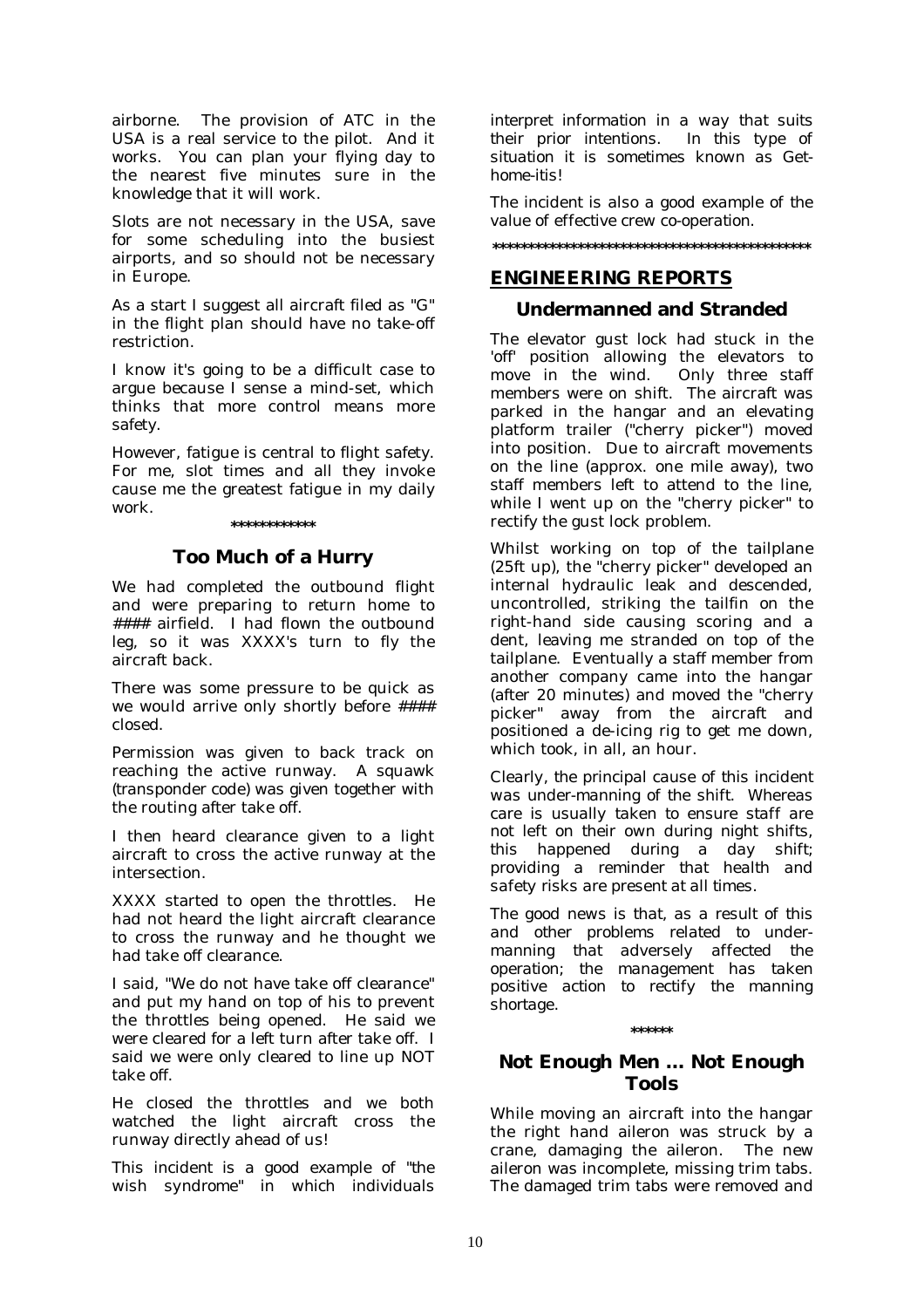airborne. The provision of ATC in the USA is a real service to the pilot. And it works. You can plan your flying day to the nearest five minutes sure in the knowledge that it will work.

Slots are not necessary in the USA, save for some scheduling into the busiest airports, and so should not be necessary in Europe.

As a start I suggest all aircraft filed as "G" in the flight plan should have no take-off restriction.

I know it's going to be a difficult case to argue because I sense a mind-set, which thinks that more control means more safety.

However, fatigue is central to flight safety. For me, slot times and all they invoke cause me the greatest fatigue in my daily work.

************

### Too Much of a Hurry

We had completed the outbound flight and were preparing to return home to #### airfield. I had flown the outbound leg, so it was XXXX's turn to fly the aircraft back.

There was some pressure to be quick as we would arrive only shortly before #### closed.

Permission was given to back track on reaching the active runway. A squawk (transponder code) was given together with the routing after take off.

I then heard clearance given to a light aircraft to cross the active runway at the intersection.

XXXX started to open the throttles. He had not heard the light aircraft clearance to cross the runway and he thought we had take off clearance.

I said, "We do not have take off clearance" and put my hand on top of his to prevent the throttles being opened. He said we were cleared for a left turn after take off. I said we were only cleared to line up NOT take off.

He closed the throttles and we both watched the light aircraft cross the runway directly ahead of us!

This incident is a good example of "the wish syndrome" in which individuals interpret information in a way that suits their prior intentions. In this type of situation it is sometimes known as Get-home-itis!

The incident is also a good example of the value of effective crew co-operation.

*********************************************

## ENGINEERING REPORTS

### Undermanned and Stranded

The elevator gust lock had stuck in the 'off' position allowing the elevators to move in the wind. Only three staff members were on shift. The aircraft was parked in the hangar and an elevating platform trailer ("cherry picker") moved into position. Due to aircraft movements on the line (approx. one mile away), two staff members left to attend to the line, while I went up on the "cherry picker" to rectify the gust lock problem.

Whilst working on top of the tailplane (25ft up), the "cherry picker" developed an internal hydraulic leak and descended, uncontrolled, striking the tailfin on the right-hand side causing scoring and a dent, leaving me stranded on top of the tailplane. Eventually a staff member from another company came into the hangar (after 20 minutes) and moved the "cherry picker" away from the aircraft and positioned a de-icing rig to get me down, which took, in all, an hour.

Clearly, the principal cause of this incident was under-manning of the shift. Whereas care is usually taken to ensure staff are not left on their own during night shifts, this happened during a day shift; providing a reminder that health and safety risks are present at all times.

The good news is that, as a result of this and other problems related to under-manning that adversely affected the operation; the management has taken positive action to rectify the manning shortage.

******

### Not Enough Men … Not Enough Tools

While moving an aircraft into the hangar the right hand aileron was struck by a crane, damaging the aileron. The new aileron was incomplete, missing trim tabs. The damaged trim tabs were removed and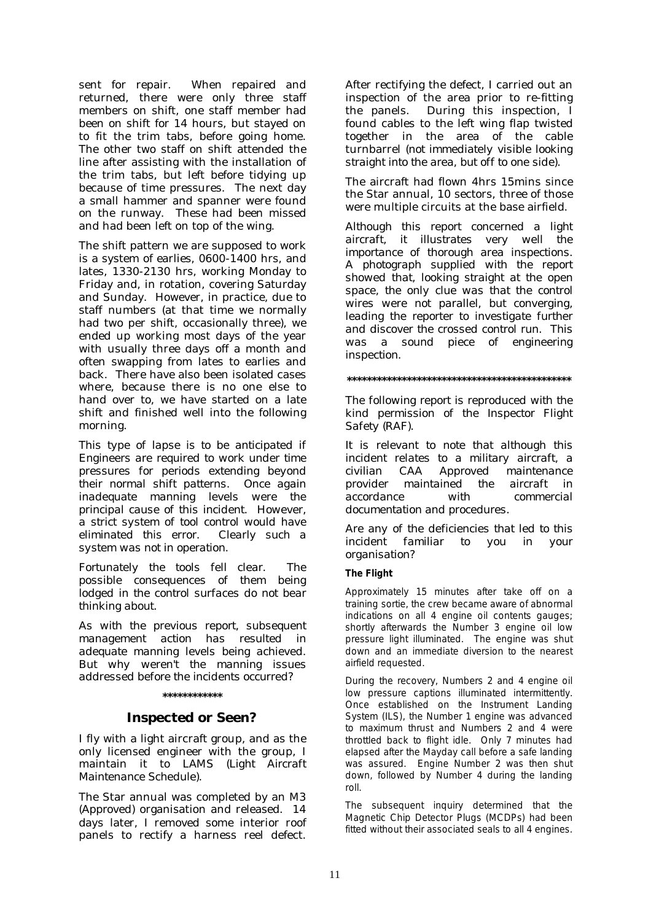sent for repair. When repaired and returned, there were only three staff members on shift, one staff member had been on shift for 14 hours, but stayed on to fit the trim tabs, before going home. The other two staff on shift attended the line after assisting with the installation of the trim tabs, but left before tidying up because of time pressures. The next day a small hammer and spanner were found on the runway. These had been missed and had been left on top of the wing.

The shift pattern we are supposed to work is a system of earlies, 0600-1400 hrs, and lates, 1330-2130 hrs, working Monday to Friday and, in rotation, covering Saturday and Sunday. However, in practice, due to staff numbers (at that time we normally had two per shift, occasionally three), we ended up working most days of the year with usually three days off a month and often swapping from lates to earlies and back. There have also been isolated cases where, because there is no one else to hand over to, we have started on a late shift and finished well into the following morning.

This type of lapse is to be anticipated if Engineers are required to work under time pressures for periods extending beyond their normal shift patterns. Once again inadequate manning levels were the principal cause of this incident. However, a strict system of tool control would have eliminated this error. Clearly such a system was not in operation.

Fortunately the tools fell clear. The possible consequences of them being lodged in the control surfaces do not bear thinking about.

As with the previous report, subsequent management action has resulted in adequate manning levels being achieved. But why weren't the manning issues addressed before the incidents occurred?

************

## Inspected or Seen?

I fly with a light aircraft group, and as the only licensed engineer with the group, I maintain it to LAMS (Light Aircraft Maintenance Schedule).

The Star annual was completed by an M3 (Approved) organisation and released. 14 days later, I removed some interior roof panels to rectify a harness reel defect. After rectifying the defect, I carried out an inspection of the area prior to re-fitting the panels. During this inspection, I found cables to the left wing flap twisted together in the area of the cable turnbarrel (not immediately visible looking straight into the area, but off to one side).

The aircraft had flown 4hrs 15mins since the Star annual, 10 sectors, three of those were multiple circuits at the base airfield.

Although this report concerned a light aircraft, it illustrates very well the importance of thorough area inspections. A photograph supplied with the report showed that, looking straight at the open space, the only clue was that the control wires were not parallel, but converging, leading the reporter to investigate further and discover the crossed control run. This was a sound piece of engineering inspection.

*********************************************

The following report is reproduced with the kind permission of the Inspector Flight Safety (RAF).

It is relevant to note that although this incident relates to a military aircraft, a civilian CAA Approved maintenance provider maintained the aircraft in accordance with commercial documentation and procedures.

Are any of the deficiencies that led to this incident familiar to you in your organisation?

**The Flight**

Approximately 15 minutes after take off on a training sortie, the crew became aware of abnormal indications on all 4 engine oil contents gauges; shortly afterwards the Number 3 engine oil low pressure light illuminated. The engine was shut down and an immediate diversion to the nearest airfield requested.

During the recovery, Numbers 2 and 4 engine oil low pressure captions illuminated intermittently. Once established on the Instrument Landing System (ILS), the Number 1 engine was advanced to maximum thrust and Numbers 2 and 4 were throttled back to flight idle. Only 7 minutes had elapsed after the Mayday call before a safe landing was assured. Engine Number 2 was then shut down, followed by Number 4 during the landing roll.

The subsequent inquiry determined that the Magnetic Chip Detector Plugs (MCDPs) had been fitted without their associated seals to all 4 engines.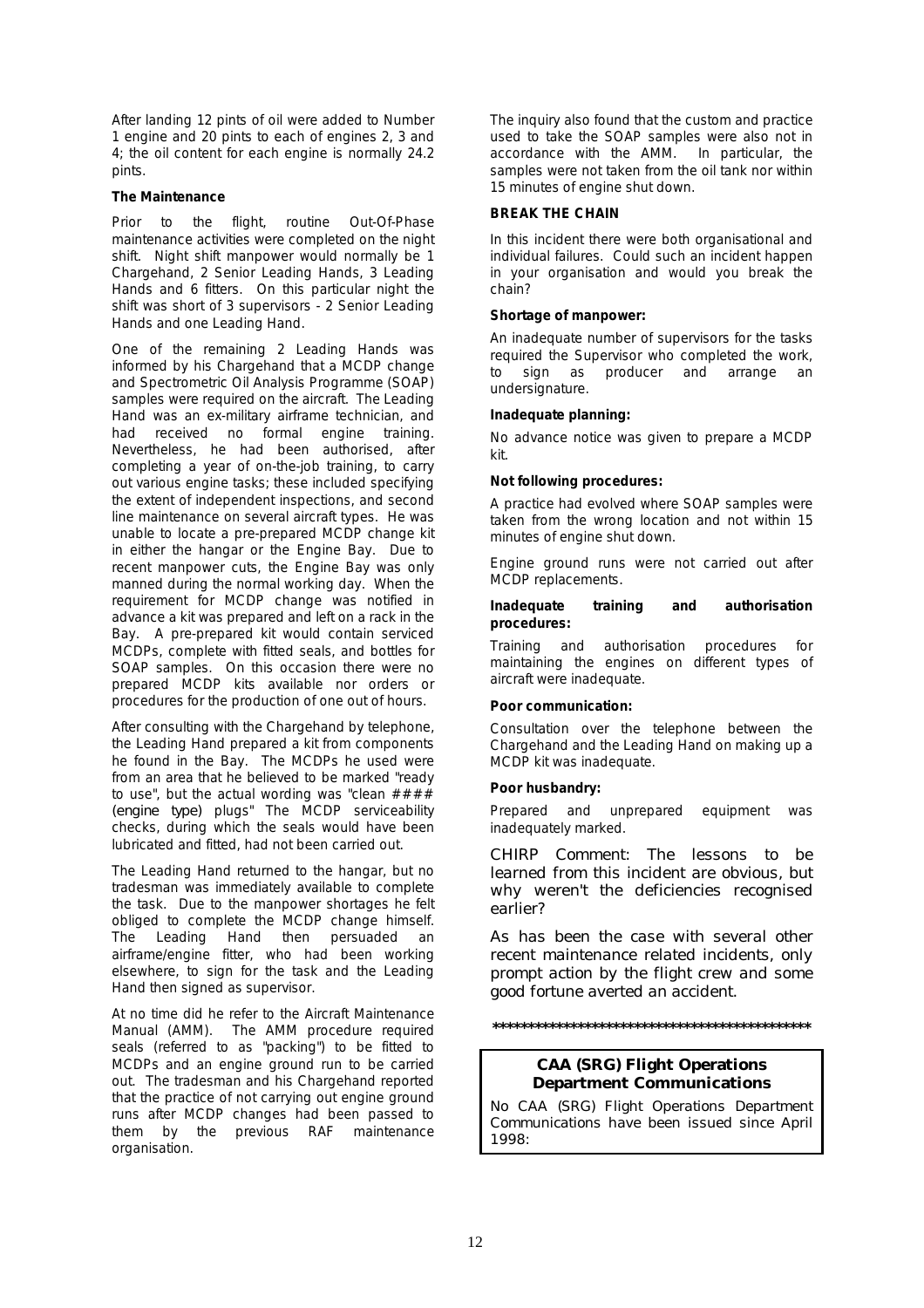After landing 12 pints of oil were added to Number 1 engine and 20 pints to each of engines 2, 3 and 4; the oil content for each engine is normally 24.2 pints.

**The Maintenance**

Prior to the flight, routine Out-Of-Phase maintenance activities were completed on the night shift. Night shift manpower would normally be 1 Chargehand, 2 Senior Leading Hands, 3 Leading Hands and 6 fitters. On this particular night the shift was short of 3 supervisors - 2 Senior Leading Hands and one Leading Hand.

One of the remaining 2 Leading Hands was informed by his Chargehand that a MCDP change and Spectrometric Oil Analysis Programme (SOAP) samples were required on the aircraft. The Leading Hand was an ex-military airframe technician, and had received no formal engine training. Nevertheless, he had been authorised, after completing a year of on-the-job training, to carry out various engine tasks; these included specifying the extent of independent inspections, and second line maintenance on several aircraft types. He was unable to locate a pre-prepared MCDP change kit in either the hangar or the Engine Bay. Due to recent manpower cuts, the Engine Bay was only manned during the normal working day. When the requirement for MCDP change was notified in advance a kit was prepared and left on a rack in the Bay. A pre-prepared kit would contain serviced MCDPs, complete with fitted seals, and bottles for SOAP samples. On this occasion there were no prepared MCDP kits available nor orders or procedures for the production of one out of hours.

After consulting with the Chargehand by telephone, the Leading Hand prepared a kit from components he found in the Bay. The MCDPs he used were from an area that he believed to be marked "ready to use", but the actual wording was "clean #### (engine type) plugs" The MCDP serviceability checks, during which the seals would have been lubricated and fitted, had not been carried out.

The Leading Hand returned to the hangar, but no tradesman was immediately available to complete the task. Due to the manpower shortages he felt obliged to complete the MCDP change himself. The Leading Hand then persuaded an airframe/engine fitter, who had been working elsewhere, to sign for the task and the Leading Hand then signed as supervisor.

At no time did he refer to the Aircraft Maintenance Manual (AMM). The AMM procedure required seals (referred to as "packing") to be fitted to MCDPs and an engine ground run to be carried out. The tradesman and his Chargehand reported that the practice of not carrying out engine ground runs after MCDP changes had been passed to them by the previous RAF maintenance organisation.

The inquiry also found that the custom and practice used to take the SOAP samples were also not in accordance with the AMM. In particular, the samples were not taken from the oil tank nor within 15 minutes of engine shut down.

**BREAK THE CHAIN**

In this incident there were both organisational and individual failures. Could such an incident happen in your organisation and would you break the chain?

**Shortage of manpower:**

An inadequate number of supervisors for the tasks required the Supervisor who completed the work, to sign as producer and arrange an undersignature.

**Inadequate planning:**

No advance notice was given to prepare a MCDP kit.

**Not following procedures:**

A practice had evolved where SOAP samples were taken from the wrong location and not within 15 minutes of engine shut down.

Engine ground runs were not carried out after MCDP replacements.

**Inadequate training and authorisation procedures:**

Training and authorisation procedures for maintaining the engines on different types of aircraft were inadequate.

**Poor communication:**

Consultation over the telephone between the Chargehand and the Leading Hand on making up a MCDP kit was inadequate.

**Poor husbandry:**

Prepared and unprepared equipment was inadequately marked.

CHIRP Comment: The lessons to be learned from this incident are obvious, but why weren't the deficiencies recognised earlier?

As has been the case with several other recent maintenance related incidents, only prompt action by the flight crew and some good fortune averted an accident.

*********************************************

**CAA (SRG) Flight Operations Department Communications**

No CAA (SRG) Flight Operations Department Communications have been issued since April 1998: